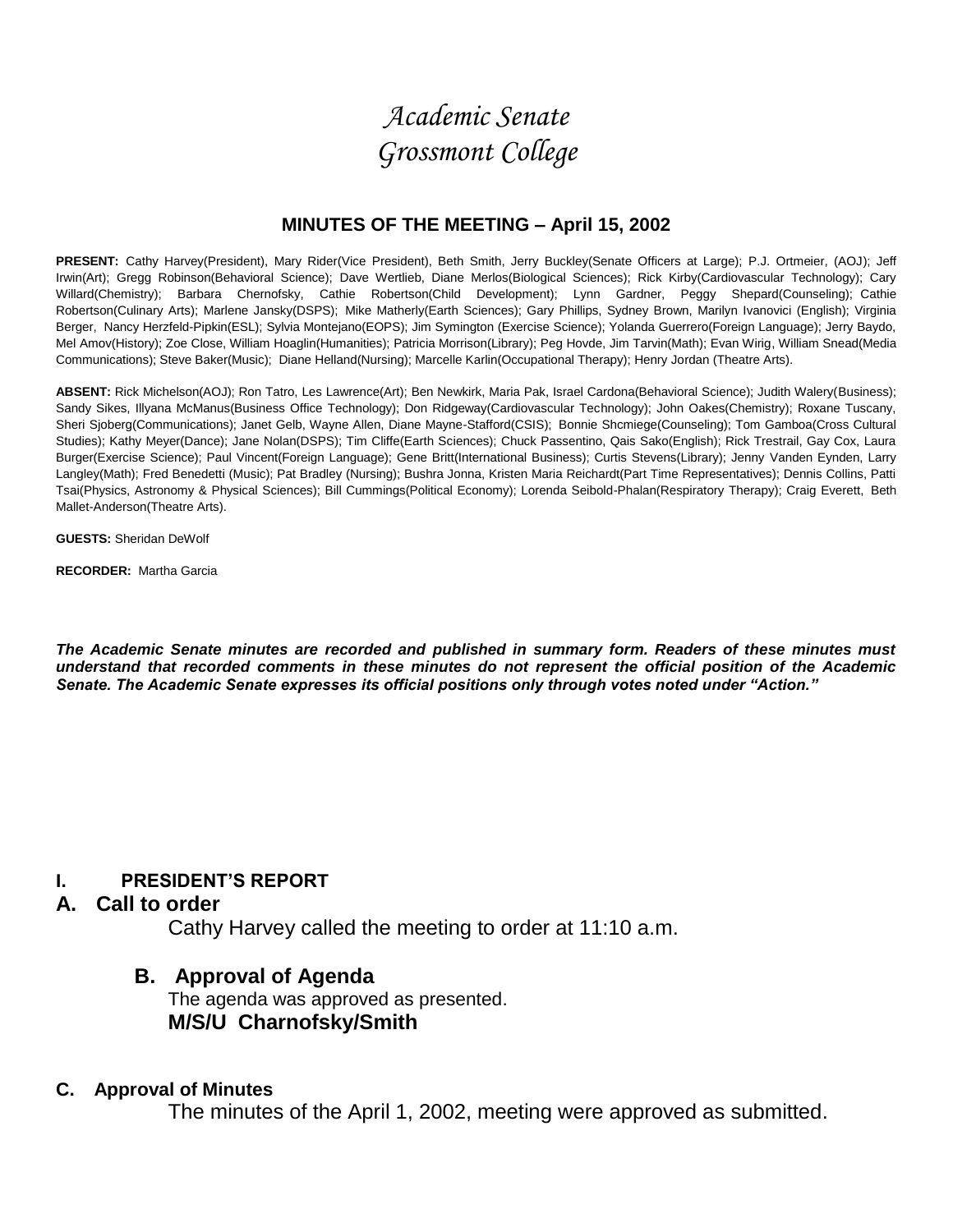# *Academic Senate*
# *Grossmont College*

## MINUTES OF THE MEETING – April 15, 2002

**PRESENT:** Cathy Harvey(President), Mary Rider(Vice President), Beth Smith, Jerry Buckley(Senate Officers at Large); P.J. Ortmeier, (AOJ); Jeff Irwin(Art); Gregg Robinson(Behavioral Science); Dave Wertlieb, Diane Merlos(Biological Sciences); Rick Kirby(Cardiovascular Technology); Cary Willard(Chemistry); Barbara Chernofsky, Cathie Robertson(Child Development); Lynn Gardner, Peggy Shepard(Counseling); Cathie Robertson(Culinary Arts); Marlene Jansky(DSPS); Mike Matherly(Earth Sciences); Gary Phillips, Sydney Brown, Marilyn Ivanovici (English); Virginia Berger, Nancy Herzfeld-Pipkin(ESL); Sylvia Montejano(EOPS); Jim Symington (Exercise Science); Yolanda Guerrero(Foreign Language); Jerry Baydo, Mel Amov(History); Zoe Close, William Hoaglin(Humanities); Patricia Morrison(Library); Peg Hovde, Jim Tarvin(Math); Evan Wirig, William Snead(Media Communications); Steve Baker(Music); Diane Helland(Nursing); Marcelle Karlin(Occupational Therapy); Henry Jordan (Theatre Arts).

**ABSENT:** Rick Michelson(AOJ); Ron Tatro, Les Lawrence(Art); Ben Newkirk, Maria Pak, Israel Cardona(Behavioral Science); Judith Walery(Business); Sandy Sikes, Illyana McManus(Business Office Technology); Don Ridgeway(Cardiovascular Technology); John Oakes(Chemistry); Roxane Tuscany, Sheri Sjoberg(Communications); Janet Gelb, Wayne Allen, Diane Mayne-Stafford(CSIS); Bonnie Shcmiege(Counseling); Tom Gamboa(Cross Cultural Studies); Kathy Meyer(Dance); Jane Nolan(DSPS); Tim Cliffe(Earth Sciences); Chuck Passentino, Qais Sako(English); Rick Trestrail, Gay Cox, Laura Burger(Exercise Science); Paul Vincent(Foreign Language); Gene Britt(International Business); Curtis Stevens(Library); Jenny Vanden Eynden, Larry Langley(Math); Fred Benedetti (Music); Pat Bradley (Nursing); Bushra Jonna, Kristen Maria Reichardt(Part Time Representatives); Dennis Collins, Patti Tsai(Physics, Astronomy & Physical Sciences); Bill Cummings(Political Economy); Lorenda Seibold-Phalan(Respiratory Therapy); Craig Everett, Beth Mallet-Anderson(Theatre Arts).

**GUESTS:** Sheridan DeWolf

**RECORDER:** Martha Garcia

***The Academic Senate minutes are recorded and published in summary form. Readers of these minutes must understand that recorded comments in these minutes do not represent the official position of the Academic Senate. The Academic Senate expresses its official positions only through votes noted under "Action."***

## I. PRESIDENT'S REPORT

### A. Call to order

Cathy Harvey called the meeting to order at 11:10 a.m.

### B. Approval of Agenda

The agenda was approved as presented.
**M/S/U Charnofsky/Smith**

### C. Approval of Minutes

The minutes of the April 1, 2002, meeting were approved as submitted.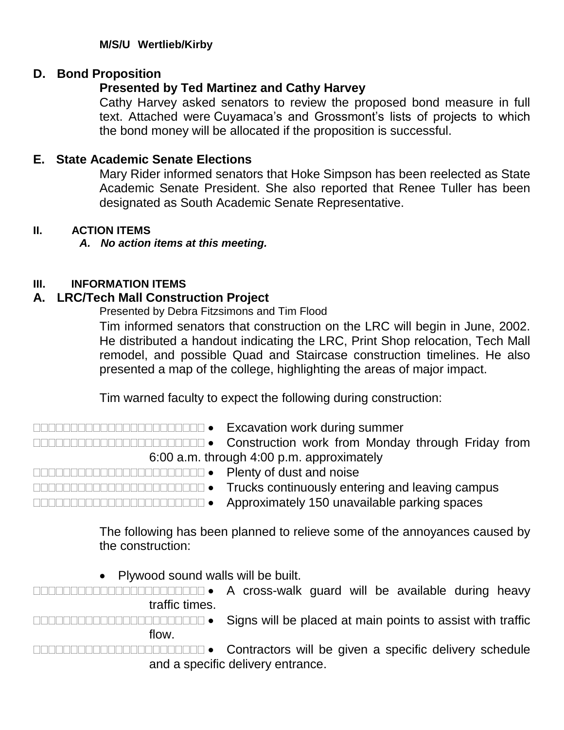**M/S/U Wertlieb/Kirby**

### D. Bond Proposition

**Presented by Ted Martinez and Cathy Harvey**

Cathy Harvey asked senators to review the proposed bond measure in full text. Attached were Cuyamaca's and Grossmont's lists of projects to which the bond money will be allocated if the proposition is successful.

### E. State Academic Senate Elections

Mary Rider informed senators that Hoke Simpson has been reelected as State Academic Senate President. She also reported that Renee Tuller has been designated as South Academic Senate Representative.

## II. ACTION ITEMS

*A. **No action items at this meeting.***

## III. INFORMATION ITEMS

### A. LRC/Tech Mall Construction Project

Presented by Debra Fitzsimons and Tim Flood

Tim informed senators that construction on the LRC will begin in June, 2002. He distributed a handout indicating the LRC, Print Shop relocation, Tech Mall remodel, and possible Quad and Staircase construction timelines. He also presented a map of the college, highlighting the areas of major impact.

Tim warned faculty to expect the following during construction:

- Excavation work during summer
- Construction work from Monday through Friday from 6:00 a.m. through 4:00 p.m. approximately
- Plenty of dust and noise
- Trucks continuously entering and leaving campus
- Approximately 150 unavailable parking spaces

The following has been planned to relieve some of the annoyances caused by the construction:

- Plywood sound walls will be built.
- A cross-walk guard will be available during heavy traffic times.
- Signs will be placed at main points to assist with traffic flow.
- Contractors will be given a specific delivery schedule and a specific delivery entrance.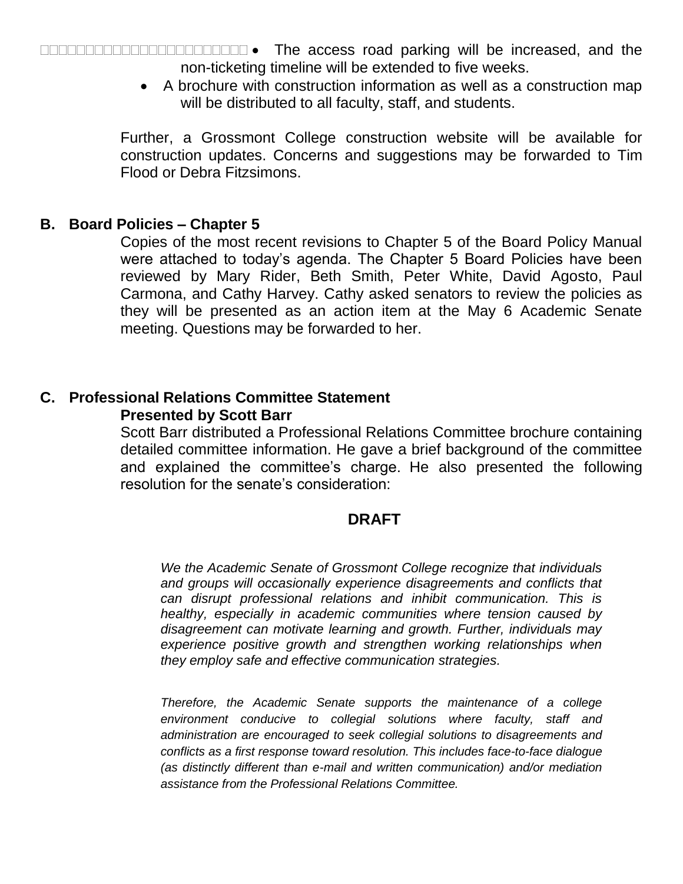- The access road parking will be increased, and the non-ticketing timeline will be extended to five weeks.
- A brochure with construction information as well as a construction map will be distributed to all faculty, staff, and students.

Further, a Grossmont College construction website will be available for construction updates. Concerns and suggestions may be forwarded to Tim Flood or Debra Fitzsimons.

## B. Board Policies – Chapter 5

Copies of the most recent revisions to Chapter 5 of the Board Policy Manual were attached to today's agenda. The Chapter 5 Board Policies have been reviewed by Mary Rider, Beth Smith, Peter White, David Agosto, Paul Carmona, and Cathy Harvey. Cathy asked senators to review the policies as they will be presented as an action item at the May 6 Academic Senate meeting. Questions may be forwarded to her.

## C. Professional Relations Committee Statement

**Presented by Scott Barr**

Scott Barr distributed a Professional Relations Committee brochure containing detailed committee information. He gave a brief background of the committee and explained the committee's charge. He also presented the following resolution for the senate's consideration:

**DRAFT**

*We the Academic Senate of Grossmont College recognize that individuals and groups will occasionally experience disagreements and conflicts that can disrupt professional relations and inhibit communication. This is healthy, especially in academic communities where tension caused by disagreement can motivate learning and growth. Further, individuals may experience positive growth and strengthen working relationships when they employ safe and effective communication strategies.*

*Therefore, the Academic Senate supports the maintenance of a college environment conducive to collegial solutions where faculty, staff and administration are encouraged to seek collegial solutions to disagreements and conflicts as a first response toward resolution. This includes face-to-face dialogue (as distinctly different than e-mail and written communication) and/or mediation assistance from the Professional Relations Committee.*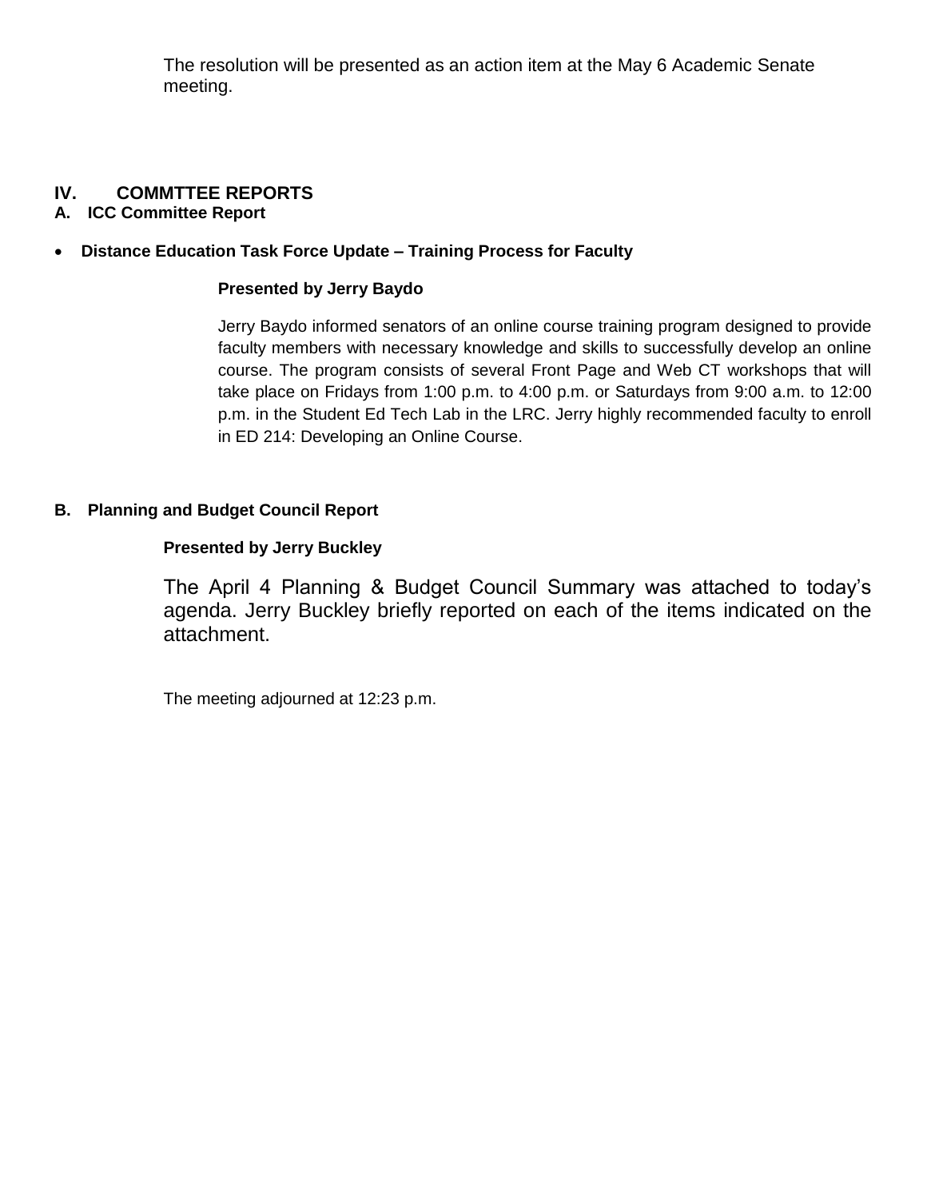The resolution will be presented as an action item at the May 6 Academic Senate meeting.

## IV. COMMTTEE REPORTS

### A. ICC Committee Report

- **Distance Education Task Force Update – Training Process for Faculty**

**Presented by Jerry Baydo**

Jerry Baydo informed senators of an online course training program designed to provide faculty members with necessary knowledge and skills to successfully develop an online course. The program consists of several Front Page and Web CT workshops that will take place on Fridays from 1:00 p.m. to 4:00 p.m. or Saturdays from 9:00 a.m. to 12:00 p.m. in the Student Ed Tech Lab in the LRC. Jerry highly recommended faculty to enroll in ED 214: Developing an Online Course.

### B. Planning and Budget Council Report

**Presented by Jerry Buckley**

The April 4 Planning & Budget Council Summary was attached to today's agenda. Jerry Buckley briefly reported on each of the items indicated on the attachment.

The meeting adjourned at 12:23 p.m.